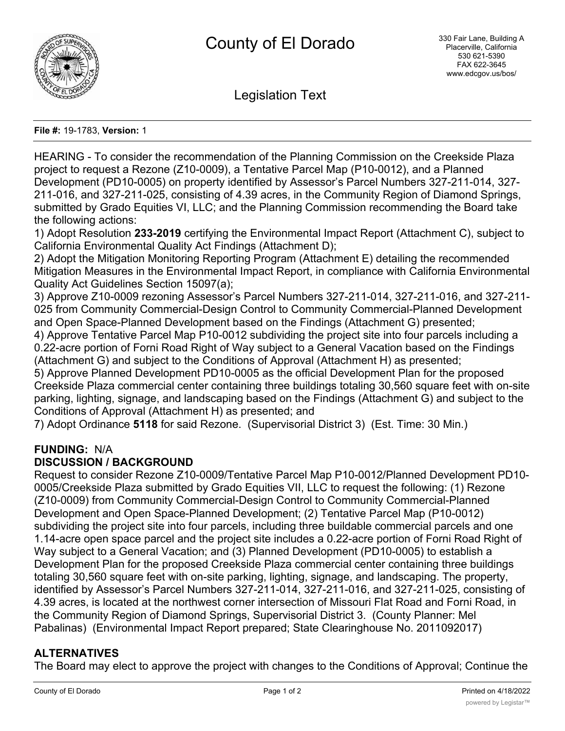# County of El Dorado

330 Fair Lane, Building A
Placerville, California
530 621-5390
FAX 622-3645
www.edcgov.us/bos/

## Legislation Text

**File #:** 19-1783, **Version:** 1

HEARING - To consider the recommendation of the Planning Commission on the Creekside Plaza project to request a Rezone (Z10-0009), a Tentative Parcel Map (P10-0012), and a Planned Development (PD10-0005) on property identified by Assessor's Parcel Numbers 327-211-014, 327-211-016, and 327-211-025, consisting of 4.39 acres, in the Community Region of Diamond Springs, submitted by Grado Equities VI, LLC; and the Planning Commission recommending the Board take the following actions:

1) Adopt Resolution **233-2019** certifying the Environmental Impact Report (Attachment C), subject to California Environmental Quality Act Findings (Attachment D);
2) Adopt the Mitigation Monitoring Reporting Program (Attachment E) detailing the recommended Mitigation Measures in the Environmental Impact Report, in compliance with California Environmental Quality Act Guidelines Section 15097(a);
3) Approve Z10-0009 rezoning Assessor's Parcel Numbers 327-211-014, 327-211-016, and 327-211-025 from Community Commercial-Design Control to Community Commercial-Planned Development and Open Space-Planned Development based on the Findings (Attachment G) presented;
4) Approve Tentative Parcel Map P10-0012 subdividing the project site into four parcels including a 0.22-acre portion of Forni Road Right of Way subject to a General Vacation based on the Findings (Attachment G) and subject to the Conditions of Approval (Attachment H) as presented;
5) Approve Planned Development PD10-0005 as the official Development Plan for the proposed Creekside Plaza commercial center containing three buildings totaling 30,560 square feet with on-site parking, lighting, signage, and landscaping based on the Findings (Attachment G) and subject to the Conditions of Approval (Attachment H) as presented; and
7) Adopt Ordinance **5118** for said Rezone. (Supervisorial District 3) (Est. Time: 30 Min.)

**FUNDING:** N/A

**DISCUSSION / BACKGROUND**

Request to consider Rezone Z10-0009/Tentative Parcel Map P10-0012/Planned Development PD10-0005/Creekside Plaza submitted by Grado Equities VII, LLC to request the following: (1) Rezone (Z10-0009) from Community Commercial-Design Control to Community Commercial-Planned Development and Open Space-Planned Development; (2) Tentative Parcel Map (P10-0012) subdividing the project site into four parcels, including three buildable commercial parcels and one 1.14-acre open space parcel and the project site includes a 0.22-acre portion of Forni Road Right of Way subject to a General Vacation; and (3) Planned Development (PD10-0005) to establish a Development Plan for the proposed Creekside Plaza commercial center containing three buildings totaling 30,560 square feet with on-site parking, lighting, signage, and landscaping. The property, identified by Assessor's Parcel Numbers 327-211-014, 327-211-016, and 327-211-025, consisting of 4.39 acres, is located at the northwest corner intersection of Missouri Flat Road and Forni Road, in the Community Region of Diamond Springs, Supervisorial District 3. (County Planner: Mel Pabalinas) (Environmental Impact Report prepared; State Clearinghouse No. 2011092017)

**ALTERNATIVES**

The Board may elect to approve the project with changes to the Conditions of Approval; Continue the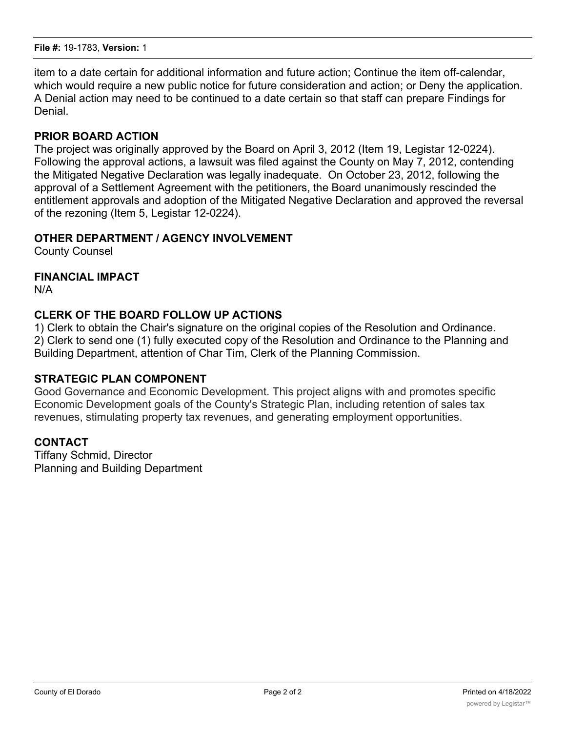item to a date certain for additional information and future action; Continue the item off-calendar, which would require a new public notice for future consideration and action; or Deny the application. A Denial action may need to be continued to a date certain so that staff can prepare Findings for Denial.

## PRIOR BOARD ACTION

The project was originally approved by the Board on April 3, 2012 (Item 19, Legistar 12-0224). Following the approval actions, a lawsuit was filed against the County on May 7, 2012, contending the Mitigated Negative Declaration was legally inadequate. On October 23, 2012, following the approval of a Settlement Agreement with the petitioners, the Board unanimously rescinded the entitlement approvals and adoption of the Mitigated Negative Declaration and approved the reversal of the rezoning (Item 5, Legistar 12-0224).

## OTHER DEPARTMENT / AGENCY INVOLVEMENT

County Counsel

## FINANCIAL IMPACT

N/A

## CLERK OF THE BOARD FOLLOW UP ACTIONS

1) Clerk to obtain the Chair's signature on the original copies of the Resolution and Ordinance.
2) Clerk to send one (1) fully executed copy of the Resolution and Ordinance to the Planning and Building Department, attention of Char Tim, Clerk of the Planning Commission.

## STRATEGIC PLAN COMPONENT

Good Governance and Economic Development. This project aligns with and promotes specific Economic Development goals of the County's Strategic Plan, including retention of sales tax revenues, stimulating property tax revenues, and generating employment opportunities.

## CONTACT

Tiffany Schmid, Director
Planning and Building Department